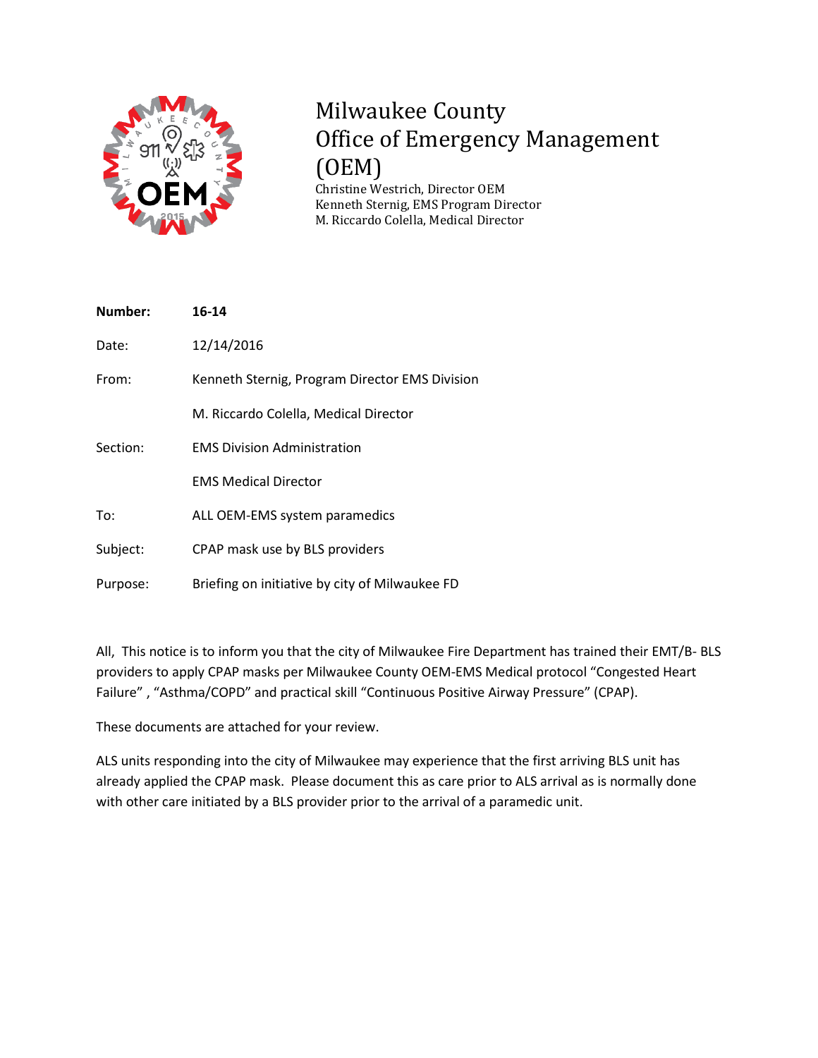# Milwaukee County Office of Emergency Management (OEM)

Christine Westrich, Director OEM
Kenneth Sternig, EMS Program Director
M. Riccardo Colella, Medical Director

| | |
|---|---|
| **Number:** | **16-14** |
| Date: | 12/14/2016 |
| From: | Kenneth Sternig, Program Director EMS Division |
| | M. Riccardo Colella, Medical Director |
| Section: | EMS Division Administration |
| | EMS Medical Director |
| To: | ALL OEM-EMS system paramedics |
| Subject: | CPAP mask use by BLS providers |
| Purpose: | Briefing on initiative by city of Milwaukee FD |

All, This notice is to inform you that the city of Milwaukee Fire Department has trained their EMT/B- BLS providers to apply CPAP masks per Milwaukee County OEM-EMS Medical protocol "Congested Heart Failure" , "Asthma/COPD" and practical skill "Continuous Positive Airway Pressure" (CPAP).

These documents are attached for your review.

ALS units responding into the city of Milwaukee may experience that the first arriving BLS unit has already applied the CPAP mask. Please document this as care prior to ALS arrival as is normally done with other care initiated by a BLS provider prior to the arrival of a paramedic unit.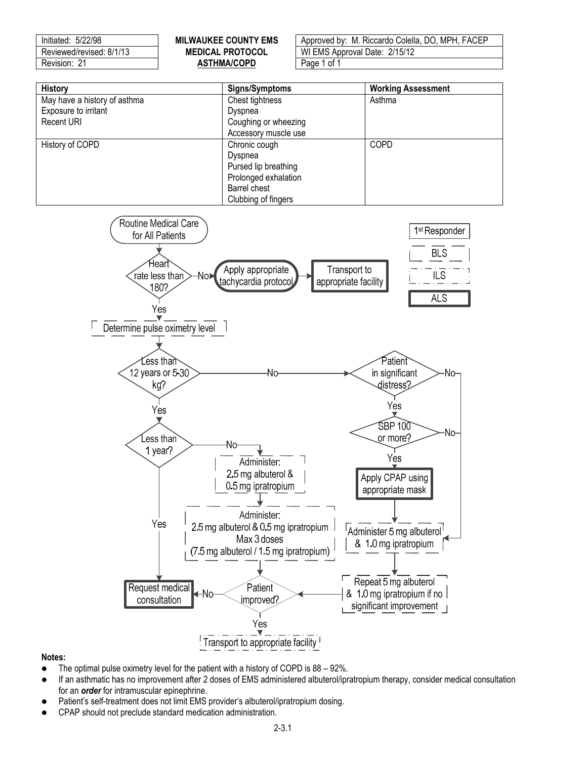| Initiated: 5/22/98 | MILWAUKEE COUNTY EMS | Approved by: M. Riccardo Colella, DO, MPH, FACEP |
|---|---|---|
| Reviewed/revised: 8/1/13 | MEDICAL PROTOCOL | WI EMS Approval Date: 2/15/12 |
| Revision: 21 | ASTHMA/COPD | Page 1 of 1 |

| History | Signs/Symptoms | Working Assessment |
|---|---|---|
| May have a history of asthma<br>Exposure to irritant<br>Recent URI | Chest tightness<br>Dyspnea<br>Coughing or wheezing<br>Accessory muscle use | Asthma |
| History of COPD | Chronic cough<br>Dyspnea<br>Pursed lip breathing<br>Prolonged exhalation<br>Barrel chest<br>Clubbing of fingers | COPD |

Legend: 1st Responder | BLS | ILS | ALS

- Routine Medical Care for All Patients
- Heart rate less than 180?
  - No → Apply appropriate tachycardia protocol → Transport to appropriate facility
  - Yes → Determine pulse oximetry level
- Less than 12 years or 5-30 kg?
  - Yes → Less than 1 year?
    - Yes → Request medical consultation
    - No → Administer: 2.5 mg albuterol & 0.5 mg ipratropium → Administer: 2.5 mg albuterol & 0.5 mg ipratropium Max 3 doses (7.5 mg albuterol / 1.5 mg ipratropium) → Patient improved?
  - No → Patient in significant distress?
    - No → Administer 5 mg albuterol & 1.0 mg ipratropium
    - Yes → SBP 100 or more?
      - No → Administer 5 mg albuterol & 1.0 mg ipratropium
      - Yes → Apply CPAP using appropriate mask → Administer 5 mg albuterol & 1.0 mg ipratropium
    - → Repeat 5 mg albuterol & 1.0 mg ipratropium if no significant improvement → Patient improved?
- Patient improved?
  - No → Request medical consultation
  - Yes → Transport to appropriate facility

**Notes:**

- The optimal pulse oximetry level for the patient with a history of COPD is 88 – 92%.
- If an asthmatic has no improvement after 2 doses of EMS administered albuterol/ipratropium therapy, consider medical consultation for an ***order*** for intramuscular epinephrine.
- Patient's self-treatment does not limit EMS provider's albuterol/ipratropium dosing.
- CPAP should not preclude standard medication administration.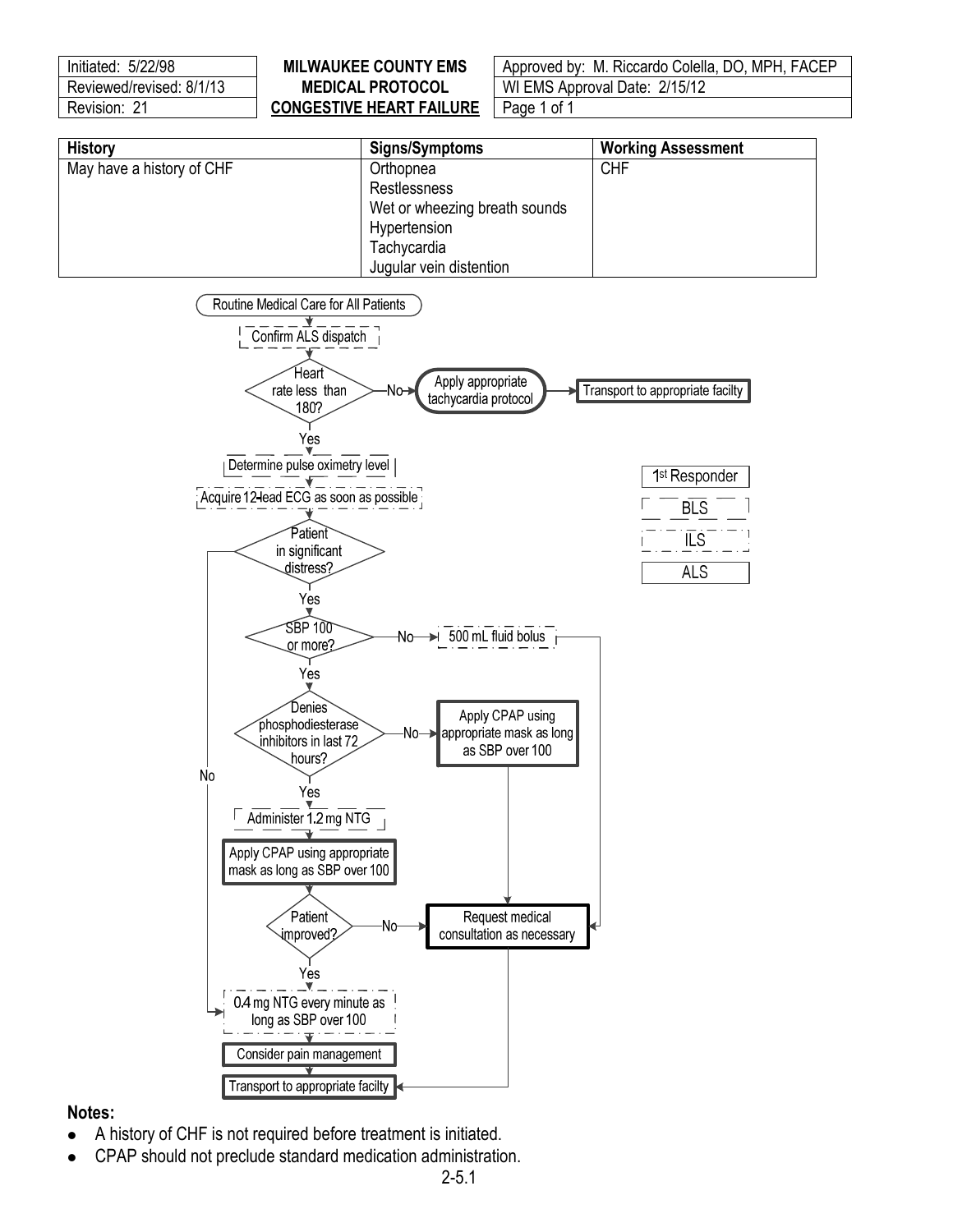| Initiated: 5/22/98 | MILWAUKEE COUNTY EMS | Approved by: M. Riccardo Colella, DO, MPH, FACEP |
| --- | --- | --- |
| Reviewed/revised: 8/1/13 | MEDICAL PROTOCOL | WI EMS Approval Date: 2/15/12 |
| Revision: 21 | CONGESTIVE HEART FAILURE | Page 1 of 1 |

| History | Signs/Symptoms | Working Assessment |
| --- | --- | --- |
| May have a history of CHF | Orthopnea<br>Restlessness<br>Wet or wheezing breath sounds<br>Hypertension<br>Tachycardia<br>Jugular vein distention | CHF |

Legend: 1st Responder | BLS | ILS | ALS

- Routine Medical Care for All Patients
- Confirm ALS dispatch
- Heart rate less than 180?
  - No → Apply appropriate tachycardia protocol → Transport to appropriate facilty
  - Yes →
- Determine pulse oximetry level
- Acquire 12-lead ECG as soon as possible
- Patient in significant distress?
  - No → 0.4 mg NTG every minute as long as SBP over 100
  - Yes →
- SBP 100 or more?
  - No → 500 mL fluid bolus → Request medical consultation as necessary
  - Yes →
- Denies phosphodiesterase inhibitors in last 72 hours?
  - No → Apply CPAP using appropriate mask as long as SBP over 100 → Request medical consultation as necessary
  - Yes →
- Administer 1.2 mg NTG
- Apply CPAP using appropriate mask as long as SBP over 100
- Patient improved?
  - No → Request medical consultation as necessary → Transport to appropriate facilty
  - Yes →
- 0.4 mg NTG every minute as long as SBP over 100
- Consider pain management
- Transport to appropriate facilty

**Notes:**

- A history of CHF is not required before treatment is initiated.
- CPAP should not preclude standard medication administration.

2-5.1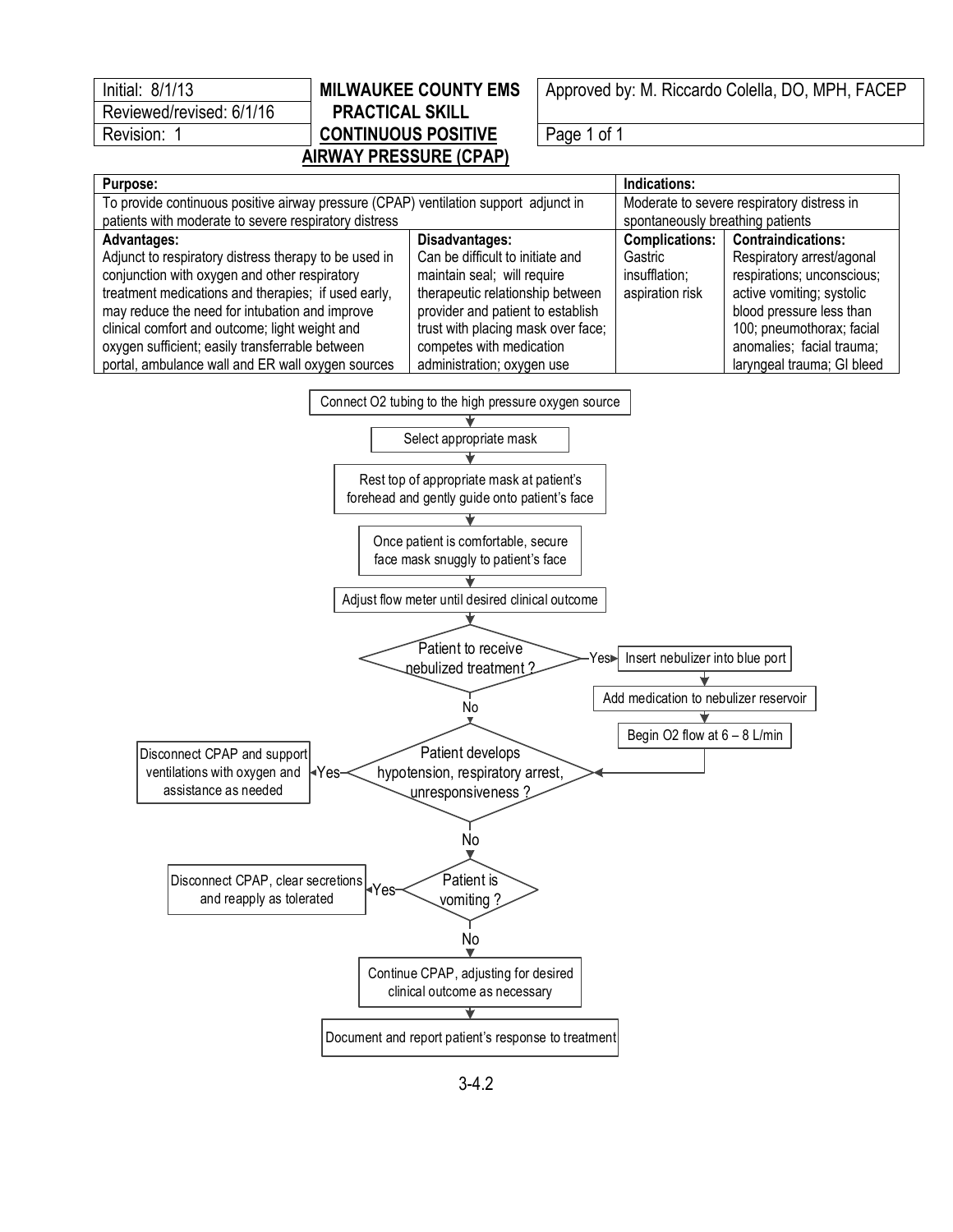| | | |
|---|---|---|
| Initial: 8/1/13 | **MILWAUKEE COUNTY EMS PRACTICAL SKILL CONTINUOUS POSITIVE AIRWAY PRESSURE (CPAP)** | Approved by: M. Riccardo Colella, DO, MPH, FACEP |
| Reviewed/revised: 6/1/16 | | |
| Revision: 1 | | Page 1 of 1 |

| **Purpose:** | | **Indications:** | |
|---|---|---|---|
| To provide continuous positive airway pressure (CPAP) ventilation support adjunct in patients with moderate to severe respiratory distress | | Moderate to severe respiratory distress in spontaneously breathing patients | |
| **Advantages:** | **Disadvantages:** | **Complications:** | **Contraindications:** |
| Adjunct to respiratory distress therapy to be used in conjunction with oxygen and other respiratory treatment medications and therapies; if used early, may reduce the need for intubation and improve clinical comfort and outcome; light weight and oxygen sufficient; easily transferrable between portal, ambulance wall and ER wall oxygen sources | Can be difficult to initiate and maintain seal; will require therapeutic relationship between provider and patient to establish trust with placing mask over face; competes with medication administration; oxygen use | Gastric insufflation; aspiration risk | Respiratory arrest/agonal respirations; unconscious; active vomiting; systolic blood pressure less than 100; pneumothorax; facial anomalies; facial trauma; laryngeal trauma; GI bleed |

Connect O2 tubing to the high pressure oxygen source

Select appropriate mask

Rest top of appropriate mask at patient's forehead and gently guide onto patient's face

Once patient is comfortable, secure face mask snuggly to patient's face

Adjust flow meter until desired clinical outcome

Patient to receive nebulized treatment ?
- Yes → Insert nebulizer into blue port → Add medication to nebulizer reservoir → Begin O2 flow at 6 – 8 L/min
- No

Patient develops hypotension, respiratory arrest, unresponsiveness ?
- Yes → Disconnect CPAP and support ventilations with oxygen and assistance as needed
- No

Patient is vomiting ?
- Yes → Disconnect CPAP, clear secretions and reapply as tolerated
- No

Continue CPAP, adjusting for desired clinical outcome as necessary

Document and report patient's response to treatment

3-4.2